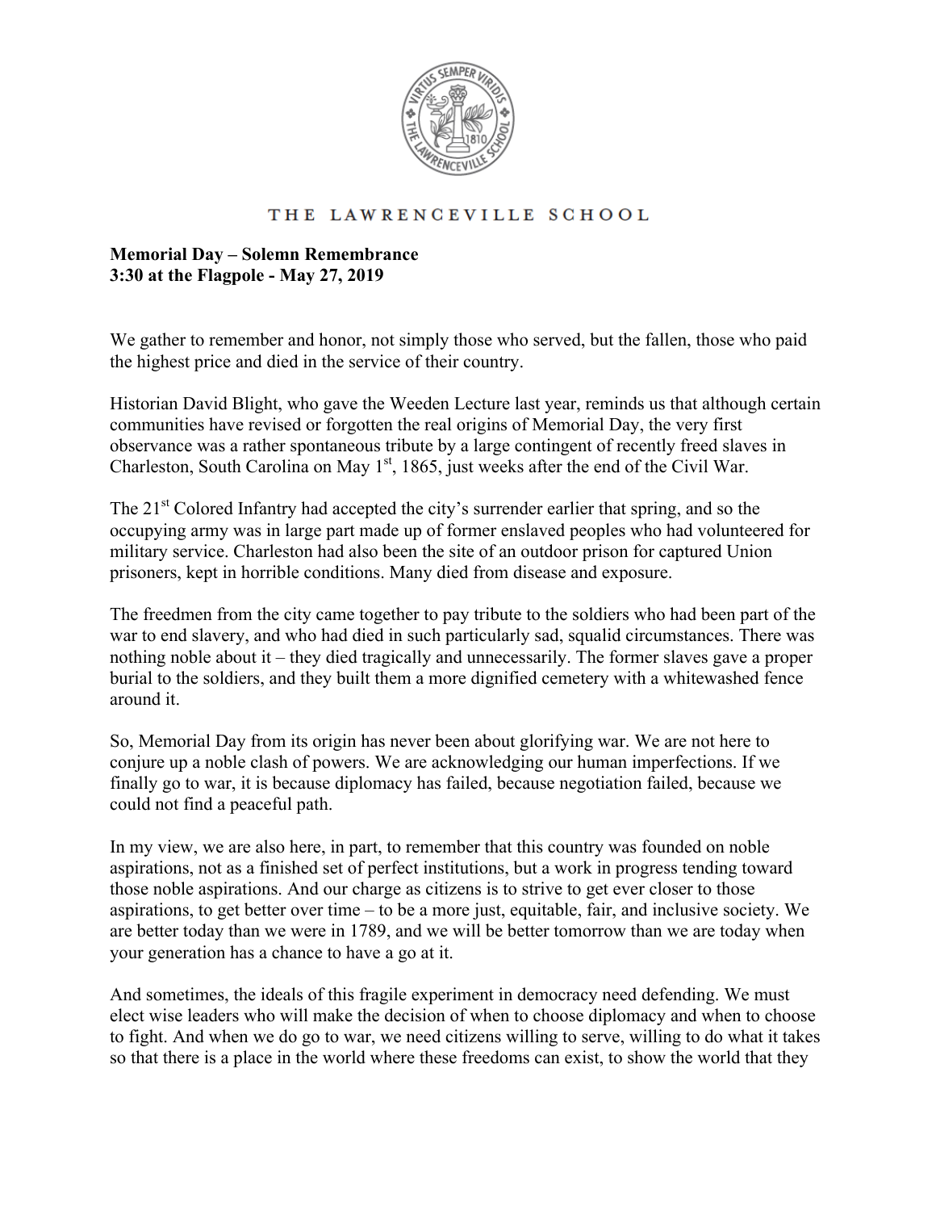THE LAWRENCEVILLE SCHOOL

**Memorial Day – Solemn Remembrance**
**3:30 at the Flagpole - May 27, 2019**

We gather to remember and honor, not simply those who served, but the fallen, those who paid the highest price and died in the service of their country.

Historian David Blight, who gave the Weeden Lecture last year, reminds us that although certain communities have revised or forgotten the real origins of Memorial Day, the very first observance was a rather spontaneous tribute by a large contingent of recently freed slaves in Charleston, South Carolina on May 1st, 1865, just weeks after the end of the Civil War.

The 21st Colored Infantry had accepted the city's surrender earlier that spring, and so the occupying army was in large part made up of former enslaved peoples who had volunteered for military service. Charleston had also been the site of an outdoor prison for captured Union prisoners, kept in horrible conditions. Many died from disease and exposure.

The freedmen from the city came together to pay tribute to the soldiers who had been part of the war to end slavery, and who had died in such particularly sad, squalid circumstances. There was nothing noble about it – they died tragically and unnecessarily. The former slaves gave a proper burial to the soldiers, and they built them a more dignified cemetery with a whitewashed fence around it.

So, Memorial Day from its origin has never been about glorifying war. We are not here to conjure up a noble clash of powers. We are acknowledging our human imperfections. If we finally go to war, it is because diplomacy has failed, because negotiation failed, because we could not find a peaceful path.

In my view, we are also here, in part, to remember that this country was founded on noble aspirations, not as a finished set of perfect institutions, but a work in progress tending toward those noble aspirations. And our charge as citizens is to strive to get ever closer to those aspirations, to get better over time – to be a more just, equitable, fair, and inclusive society. We are better today than we were in 1789, and we will be better tomorrow than we are today when your generation has a chance to have a go at it.

And sometimes, the ideals of this fragile experiment in democracy need defending. We must elect wise leaders who will make the decision of when to choose diplomacy and when to choose to fight. And when we do go to war, we need citizens willing to serve, willing to do what it takes so that there is a place in the world where these freedoms can exist, to show the world that they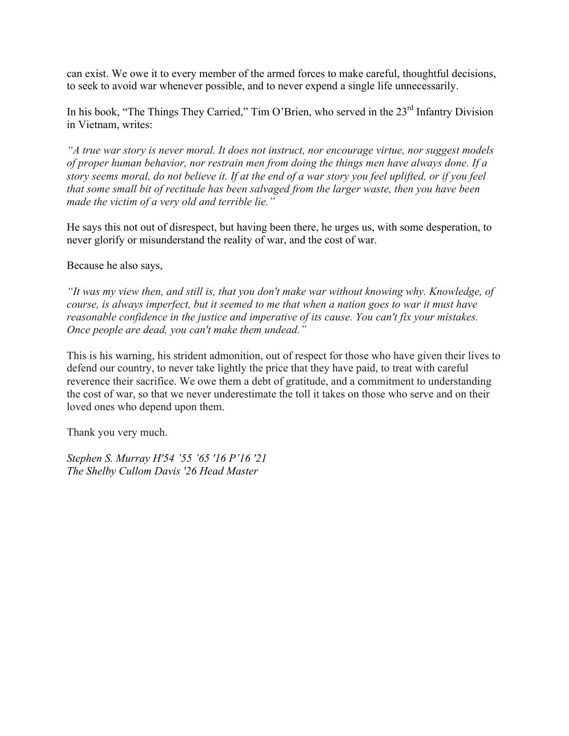can exist. We owe it to every member of the armed forces to make careful, thoughtful decisions, to seek to avoid war whenever possible, and to never expend a single life unnecessarily.

In his book, "The Things They Carried," Tim O'Brien, who served in the 23rd Infantry Division in Vietnam, writes:

*"A true war story is never moral. It does not instruct, nor encourage virtue, nor suggest models of proper human behavior, nor restrain men from doing the things men have always done. If a story seems moral, do not believe it. If at the end of a war story you feel uplifted, or if you feel that some small bit of rectitude has been salvaged from the larger waste, then you have been made the victim of a very old and terrible lie."*

He says this not out of disrespect, but having been there, he urges us, with some desperation, to never glorify or misunderstand the reality of war, and the cost of war.

Because he also says,

*"It was my view then, and still is, that you don't make war without knowing why. Knowledge, of course, is always imperfect, but it seemed to me that when a nation goes to war it must have reasonable confidence in the justice and imperative of its cause. You can't fix your mistakes. Once people are dead, you can't make them undead."*

This is his warning, his strident admonition, out of respect for those who have given their lives to defend our country, to never take lightly the price that they have paid, to treat with careful reverence their sacrifice. We owe them a debt of gratitude, and a commitment to understanding the cost of war, so that we never underestimate the toll it takes on those who serve and on their loved ones who depend upon them.

Thank you very much.

*Stephen S. Murray H'54 '55 '65 '16 P'16 '21*
*The Shelby Cullom Davis '26 Head Master*